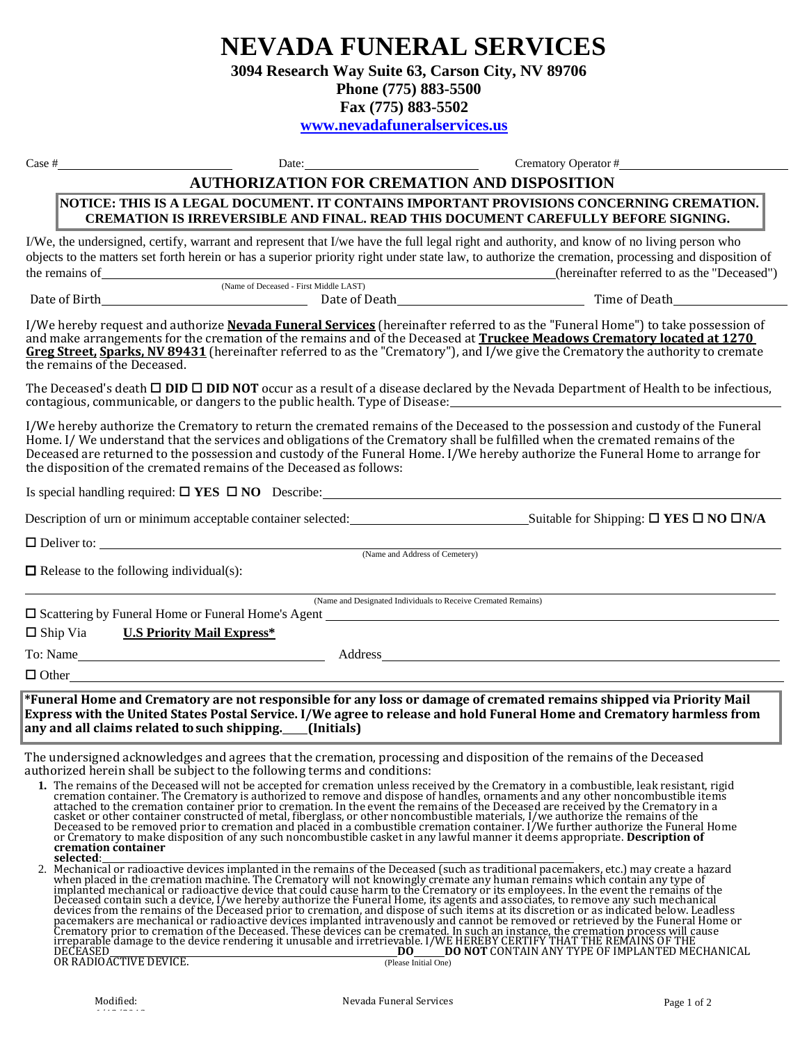# NEVADA FUNERAL SERVICES

**3094 Research Way Suite 63, Carson City, NV 89706**

**Phone (775) 883-5500**

**Fax (775) 883-5502**

**www.nevadafuneralservices.us**

Case # ____________ Date: ____________ Crematory Operator # ____________

## AUTHORIZATION FOR CREMATION AND DISPOSITION

**NOTICE: THIS IS A LEGAL DOCUMENT. IT CONTAINS IMPORTANT PROVISIONS CONCERNING CREMATION. CREMATION IS IRREVERSIBLE AND FINAL. READ THIS DOCUMENT CAREFULLY BEFORE SIGNING.**

I/We, the undersigned, certify, warrant and represent that I/we have the full legal right and authority, and know of no living person who objects to the matters set forth herein or has a superior priority right under state law, to authorize the cremation, processing and disposition of the remains of ______________________________ (hereinafter referred to as the "Deceased")

(Name of Deceased - First Middle LAST)

Date of Birth ____________ Date of Death ____________ Time of Death ____________

I/We hereby request and authorize **Nevada Funeral Services** (hereinafter referred to as the "Funeral Home") to take possession of and make arrangements for the cremation of the remains and of the Deceased at **Truckee Meadows Crematory located at 1270 Greg Street, Sparks, NV 89431** (hereinafter referred to as the "Crematory"), and I/we give the Crematory the authority to cremate the remains of the Deceased.

The Deceased's death ☐ **DID** ☐ **DID NOT** occur as a result of a disease declared by the Nevada Department of Health to be infectious, contagious, communicable, or dangers to the public health. Type of Disease: ____________

I/We hereby authorize the Crematory to return the cremated remains of the Deceased to the possession and custody of the Funeral Home. I/ We understand that the services and obligations of the Crematory shall be fulfilled when the cremated remains of the Deceased are returned to the possession and custody of the Funeral Home. I/We hereby authorize the Funeral Home to arrange for the disposition of the cremated remains of the Deceased as follows:

Is special handling required: ☐ **YES** ☐ **NO** Describe: ____________

Description of urn or minimum acceptable container selected: ____________ Suitable for Shipping: ☐ **YES** ☐ **NO** ☐ **N/A**

☐ Deliver to: ____________

(Name and Address of Cemetery)

☐ Release to the following individual(s):

____________

(Name and Designated Individuals to Receive Cremated Remains)

☐ Scattering by Funeral Home or Funeral Home's Agent ____________

☐ Ship Via **U.S Priority Mail Express***

To: Name ____________ Address ____________

☐ Other ____________

**\*Funeral Home and Crematory are not responsible for any loss or damage of cremated remains shipped via Priority Mail Express with the United States Postal Service. I/We agree to release and hold Funeral Home and Crematory harmless from any and all claims related to such shipping. ____(Initials)**

The undersigned acknowledges and agrees that the cremation, processing and disposition of the remains of the Deceased authorized herein shall be subject to the following terms and conditions:

1. The remains of the Deceased will not be accepted for cremation unless received by the Crematory in a combustible, leak resistant, rigid cremation container. The Crematory is authorized to remove and dispose of handles, ornaments and any other noncombustible items attached to the cremation container prior to cremation. In the event the remains of the Deceased are received by the Crematory in a casket or other container constructed of metal, fiberglass, or other noncombustible materials, I/we authorize the remains of the Deceased to be removed prior to cremation and placed in a combustible cremation container. I/We further authorize the Funeral Home or Crematory to make disposition of any such noncombustible casket in any lawful manner it deems appropriate. **Description of cremation container selected**: ____________
2. Mechanical or radioactive devices implanted in the remains of the Deceased (such as traditional pacemakers, etc.) may create a hazard when placed in the cremation machine. The Crematory will not knowingly cremate any human remains which contain any type of implanted mechanical or radioactive device that could cause harm to the Crematory or its employees. In the event the remains of the Deceased contain such a device, I/we hereby authorize the Funeral Home, its agents and associates, to remove any such mechanical devices from the remains of the Deceased prior to cremation, and dispose of such items at its discretion or as indicated below. Leadless pacemakers are mechanical or radioactive devices implanted intravenously and cannot be removed or retrieved by the Funeral Home or Crematory prior to cremation of the Deceased. These devices can be cremated. In such an instance, the cremation process will cause irreparable damage to the device rendering it unusable and irretrievable. I/WE HEREBY CERTIFY THAT THE REMAINS OF THE DECEASED ____________ **DO** ____ **DO NOT** CONTAIN ANY TYPE OF IMPLANTED MECHANICAL OR RADIOACTIVE DEVICE.

(Please Initial One)

Modified: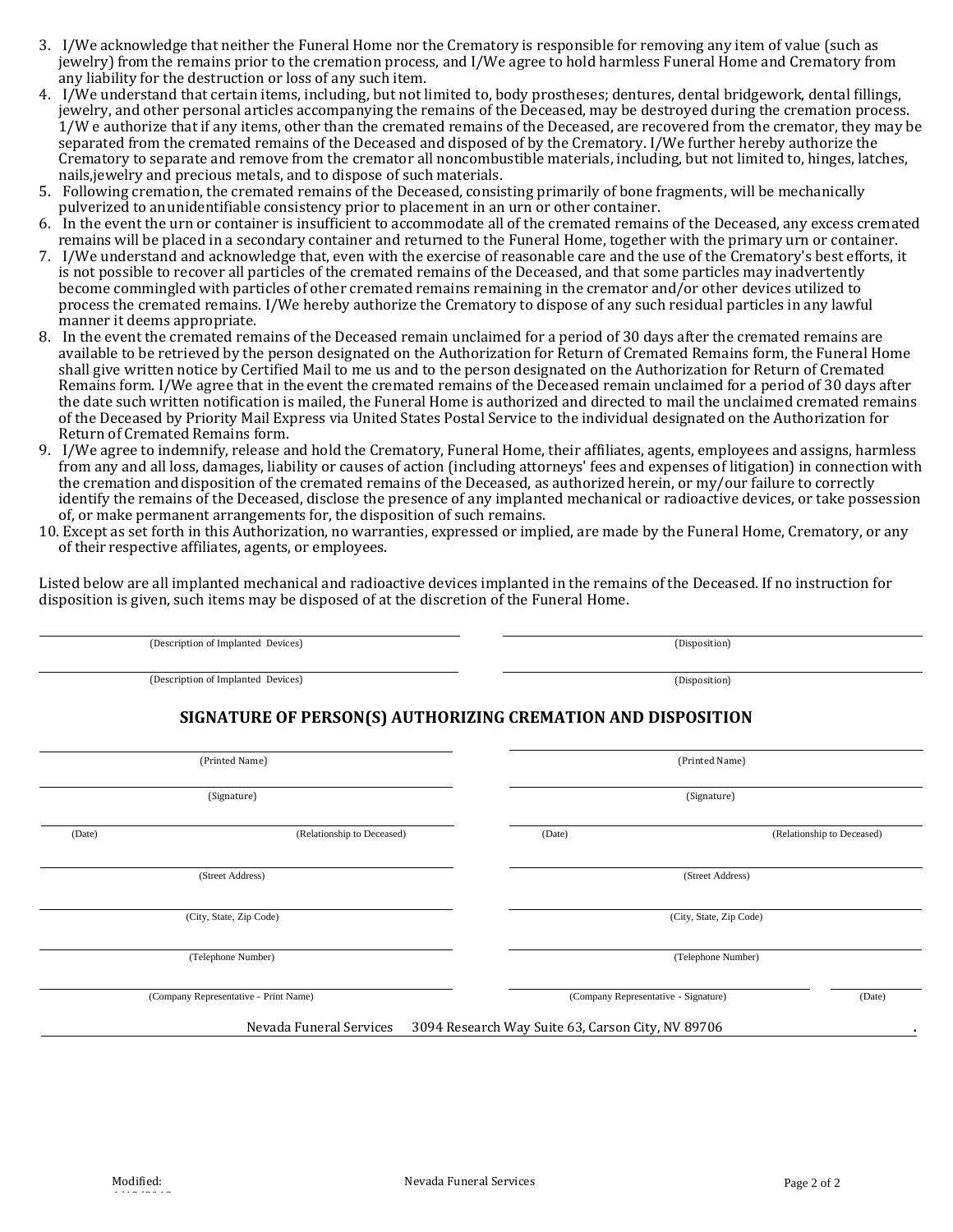3. I/We acknowledge that neither the Funeral Home nor the Crematory is responsible for removing any item of value (such as jewelry) from the remains prior to the cremation process, and I/We agree to hold harmless Funeral Home and Crematory from any liability for the destruction or loss of any such item.
4. I/We understand that certain items, including, but not limited to, body prostheses; dentures, dental bridgework, dental fillings, jewelry, and other personal articles accompanying the remains of the Deceased, may be destroyed during the cremation process. 1/W e authorize that if any items, other than the cremated remains of the Deceased, are recovered from the cremator, they may be separated from the cremated remains of the Deceased and disposed of by the Crematory. I/We further hereby authorize the Crematory to separate and remove from the cremator all noncombustible materials, including, but not limited to, hinges, latches, nails,jewelry and precious metals, and to dispose of such materials.
5. Following cremation, the cremated remains of the Deceased, consisting primarily of bone fragments, will be mechanically pulverized to anunidentifiable consistency prior to placement in an urn or other container.
6. In the event the urn or container is insufficient to accommodate all of the cremated remains of the Deceased, any excess cremated remains will be placed in a secondary container and returned to the Funeral Home, together with the primary urn or container.
7. I/We understand and acknowledge that, even with the exercise of reasonable care and the use of the Crematory's best efforts, it is not possible to recover all particles of the cremated remains of the Deceased, and that some particles may inadvertently become commingled with particles of other cremated remains remaining in the cremator and/or other devices utilized to process the cremated remains. I/We hereby authorize the Crematory to dispose of any such residual particles in any lawful manner it deems appropriate.
8. In the event the cremated remains of the Deceased remain unclaimed for a period of 30 days after the cremated remains are available to be retrieved by the person designated on the Authorization for Return of Cremated Remains form, the Funeral Home shall give written notice by Certified Mail to me us and to the person designated on the Authorization for Return of Cremated Remains form. I/We agree that in the event the cremated remains of the Deceased remain unclaimed for a period of 30 days after the date such written notification is mailed, the Funeral Home is authorized and directed to mail the unclaimed cremated remains of the Deceased by Priority Mail Express via United States Postal Service to the individual designated on the Authorization for Return of Cremated Remains form.
9. I/We agree to indemnify, release and hold the Crematory, Funeral Home, their affiliates, agents, employees and assigns, harmless from any and all loss, damages, liability or causes of action (including attorneys' fees and expenses of litigation) in connection with the cremation and disposition of the cremated remains of the Deceased, as authorized herein, or my/our failure to correctly identify the remains of the Deceased, disclose the presence of any implanted mechanical or radioactive devices, or take possession of, or make permanent arrangements for, the disposition of such remains.
10. Except as set forth in this Authorization, no warranties, expressed or implied, are made by the Funeral Home, Crematory, or any of their respective affiliates, agents, or employees.

Listed below are all implanted mechanical and radioactive devices implanted in the remains of the Deceased. If no instruction for disposition is given, such items may be disposed of at the discretion of the Funeral Home.

______________________ (Description of Implanted Devices) ______________________ (Disposition)

______________________ (Description of Implanted Devices) ______________________ (Disposition)

## SIGNATURE OF PERSON(S) AUTHORIZING CREMATION AND DISPOSITION

| | |
|---|---|
| (Printed Name) | (Printed Name) |
| (Signature) | (Signature) |
| (Date) (Relationship to Deceased) | (Date) (Relationship to Deceased) |
| (Street Address) | (Street Address) |
| (City, State, Zip Code) | (City, State, Zip Code) |
| (Telephone Number) | (Telephone Number) |
| (Company Representative - Print Name) | (Company Representative - Signature) (Date) |

Nevada Funeral Services 3094 Research Way Suite 63, Carson City, NV 89706 .

Modified: